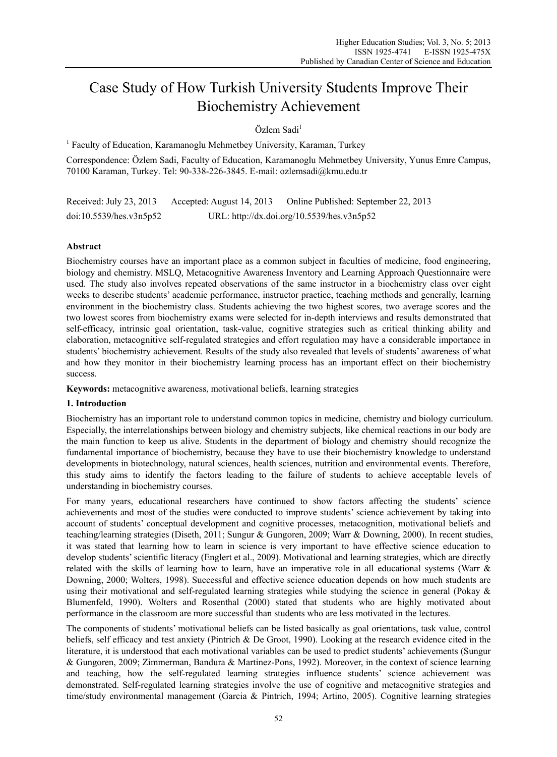# Case Study of How Turkish University Students Improve Their Biochemistry Achievement

Özlem Sadi[1]

[1] Faculty of Education, Karamanoglu Mehmetbey University, Karaman, Turkey

Correspondence: Özlem Sadi, Faculty of Education, Karamanoglu Mehmetbey University, Yunus Emre Campus, 70100 Karaman, Turkey. Tel: 90-338-226-3845. E-mail: ozlemsadi@kmu.edu.tr

Received: July 23, 2013 Accepted: August 14, 2013 Online Published: September 22, 2013

doi:10.5539/hes.v3n5p52 URL: http://dx.doi.org/10.5539/hes.v3n5p52

## Abstract

Biochemistry courses have an important place as a common subject in faculties of medicine, food engineering, biology and chemistry. MSLQ, Metacognitive Awareness Inventory and Learning Approach Questionnaire were used. The study also involves repeated observations of the same instructor in a biochemistry class over eight weeks to describe students' academic performance, instructor practice, teaching methods and generally, learning environment in the biochemistry class. Students achieving the two highest scores, two average scores and the two lowest scores from biochemistry exams were selected for in-depth interviews and results demonstrated that self-efficacy, intrinsic goal orientation, task-value, cognitive strategies such as critical thinking ability and elaboration, metacognitive self-regulated strategies and effort regulation may have a considerable importance in students' biochemistry achievement. Results of the study also revealed that levels of students' awareness of what and how they monitor in their biochemistry learning process has an important effect on their biochemistry success.

**Keywords:** metacognitive awareness, motivational beliefs, learning strategies

## 1. Introduction

Biochemistry has an important role to understand common topics in medicine, chemistry and biology curriculum. Especially, the interrelationships between biology and chemistry subjects, like chemical reactions in our body are the main function to keep us alive. Students in the department of biology and chemistry should recognize the fundamental importance of biochemistry, because they have to use their biochemistry knowledge to understand developments in biotechnology, natural sciences, health sciences, nutrition and environmental events. Therefore, this study aims to identify the factors leading to the failure of students to achieve acceptable levels of understanding in biochemistry courses.

For many years, educational researchers have continued to show factors affecting the students' science achievements and most of the studies were conducted to improve students' science achievement by taking into account of students' conceptual development and cognitive processes, metacognition, motivational beliefs and teaching/learning strategies (Diseth, 2011; Sungur & Gungoren, 2009; Warr & Downing, 2000). In recent studies, it was stated that learning how to learn in science is very important to have effective science education to develop students' scientific literacy (Englert et al., 2009). Motivational and learning strategies, which are directly related with the skills of learning how to learn, have an imperative role in all educational systems (Warr & Downing, 2000; Wolters, 1998). Successful and effective science education depends on how much students are using their motivational and self-regulated learning strategies while studying the science in general (Pokay & Blumenfeld, 1990). Wolters and Rosenthal (2000) stated that students who are highly motivated about performance in the classroom are more successful than students who are less motivated in the lectures.

The components of students' motivational beliefs can be listed basically as goal orientations, task value, control beliefs, self efficacy and test anxiety (Pintrich & De Groot, 1990). Looking at the research evidence cited in the literature, it is understood that each motivational variables can be used to predict students' achievements (Sungur & Gungoren, 2009; Zimmerman, Bandura & Martinez-Pons, 1992). Moreover, in the context of science learning and teaching, how the self-regulated learning strategies influence students' science achievement was demonstrated. Self-regulated learning strategies involve the use of cognitive and metacognitive strategies and time/study environmental management (Garcia & Pintrich, 1994; Artino, 2005). Cognitive learning strategies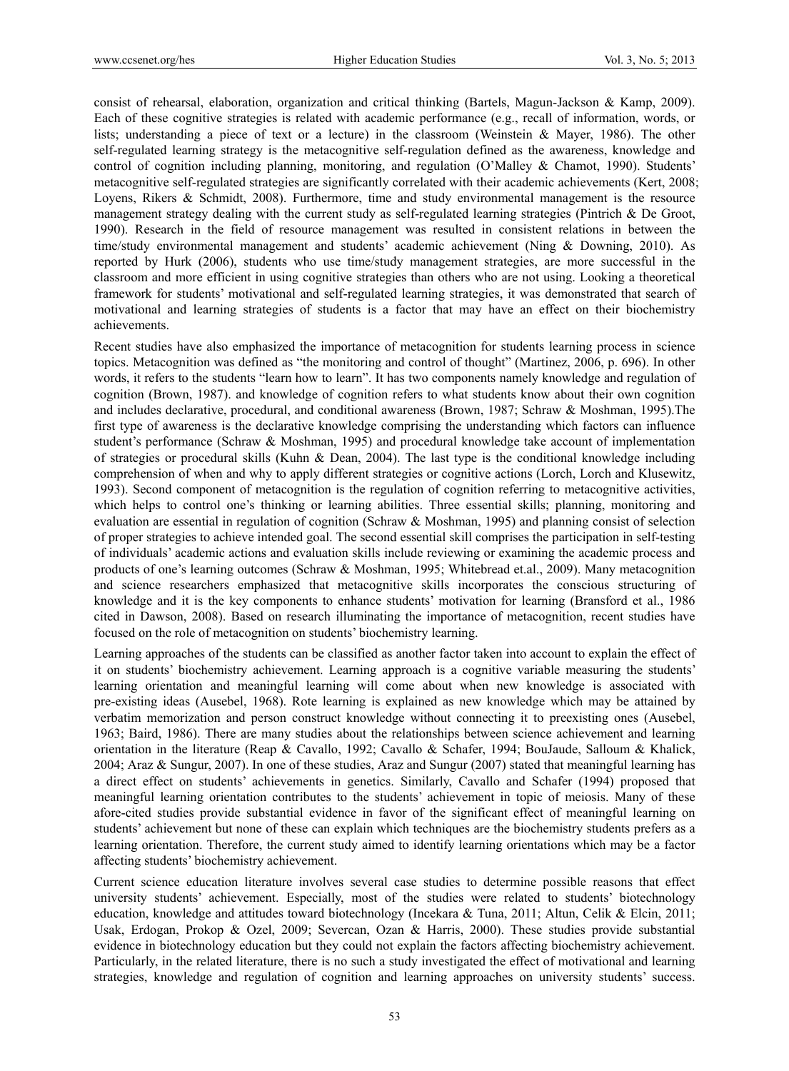consist of rehearsal, elaboration, organization and critical thinking (Bartels, Magun-Jackson & Kamp, 2009). Each of these cognitive strategies is related with academic performance (e.g., recall of information, words, or lists; understanding a piece of text or a lecture) in the classroom (Weinstein & Mayer, 1986). The other self-regulated learning strategy is the metacognitive self-regulation defined as the awareness, knowledge and control of cognition including planning, monitoring, and regulation (O'Malley & Chamot, 1990). Students' metacognitive self-regulated strategies are significantly correlated with their academic achievements (Kert, 2008; Loyens, Rikers & Schmidt, 2008). Furthermore, time and study environmental management is the resource management strategy dealing with the current study as self-regulated learning strategies (Pintrich & De Groot, 1990). Research in the field of resource management was resulted in consistent relations in between the time/study environmental management and students' academic achievement (Ning & Downing, 2010). As reported by Hurk (2006), students who use time/study management strategies, are more successful in the classroom and more efficient in using cognitive strategies than others who are not using. Looking a theoretical framework for students' motivational and self-regulated learning strategies, it was demonstrated that search of motivational and learning strategies of students is a factor that may have an effect on their biochemistry achievements.

Recent studies have also emphasized the importance of metacognition for students learning process in science topics. Metacognition was defined as "the monitoring and control of thought" (Martinez, 2006, p. 696). In other words, it refers to the students "learn how to learn". It has two components namely knowledge and regulation of cognition (Brown, 1987). and knowledge of cognition refers to what students know about their own cognition and includes declarative, procedural, and conditional awareness (Brown, 1987; Schraw & Moshman, 1995).The first type of awareness is the declarative knowledge comprising the understanding which factors can influence student's performance (Schraw & Moshman, 1995) and procedural knowledge take account of implementation of strategies or procedural skills (Kuhn & Dean, 2004). The last type is the conditional knowledge including comprehension of when and why to apply different strategies or cognitive actions (Lorch, Lorch and Klusewitz, 1993). Second component of metacognition is the regulation of cognition referring to metacognitive activities, which helps to control one's thinking or learning abilities. Three essential skills; planning, monitoring and evaluation are essential in regulation of cognition (Schraw & Moshman, 1995) and planning consist of selection of proper strategies to achieve intended goal. The second essential skill comprises the participation in self-testing of individuals' academic actions and evaluation skills include reviewing or examining the academic process and products of one's learning outcomes (Schraw & Moshman, 1995; Whitebread et.al., 2009). Many metacognition and science researchers emphasized that metacognitive skills incorporates the conscious structuring of knowledge and it is the key components to enhance students' motivation for learning (Bransford et al., 1986 cited in Dawson, 2008). Based on research illuminating the importance of metacognition, recent studies have focused on the role of metacognition on students' biochemistry learning.

Learning approaches of the students can be classified as another factor taken into account to explain the effect of it on students' biochemistry achievement. Learning approach is a cognitive variable measuring the students' learning orientation and meaningful learning will come about when new knowledge is associated with pre-existing ideas (Ausebel, 1968). Rote learning is explained as new knowledge which may be attained by verbatim memorization and person construct knowledge without connecting it to preexisting ones (Ausebel, 1963; Baird, 1986). There are many studies about the relationships between science achievement and learning orientation in the literature (Reap & Cavallo, 1992; Cavallo & Schafer, 1994; BouJaude, Salloum & Khalick, 2004; Araz & Sungur, 2007). In one of these studies, Araz and Sungur (2007) stated that meaningful learning has a direct effect on students' achievements in genetics. Similarly, Cavallo and Schafer (1994) proposed that meaningful learning orientation contributes to the students' achievement in topic of meiosis. Many of these afore-cited studies provide substantial evidence in favor of the significant effect of meaningful learning on students' achievement but none of these can explain which techniques are the biochemistry students prefers as a learning orientation. Therefore, the current study aimed to identify learning orientations which may be a factor affecting students' biochemistry achievement.

Current science education literature involves several case studies to determine possible reasons that effect university students' achievement. Especially, most of the studies were related to students' biotechnology education, knowledge and attitudes toward biotechnology (Incekara & Tuna, 2011; Altun, Celik & Elcin, 2011; Usak, Erdogan, Prokop & Ozel, 2009; Severcan, Ozan & Harris, 2000). These studies provide substantial evidence in biotechnology education but they could not explain the factors affecting biochemistry achievement. Particularly, in the related literature, there is no such a study investigated the effect of motivational and learning strategies, knowledge and regulation of cognition and learning approaches on university students' success.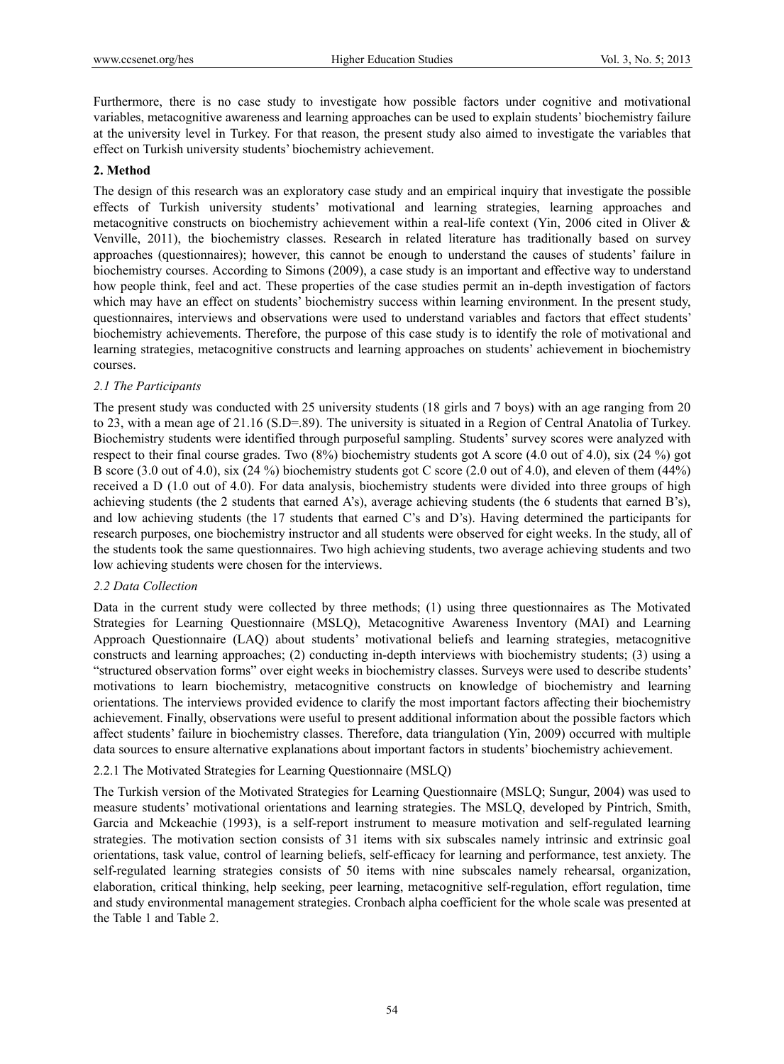Furthermore, there is no case study to investigate how possible factors under cognitive and motivational variables, metacognitive awareness and learning approaches can be used to explain students' biochemistry failure at the university level in Turkey. For that reason, the present study also aimed to investigate the variables that effect on Turkish university students' biochemistry achievement.

## 2. Method

The design of this research was an exploratory case study and an empirical inquiry that investigate the possible effects of Turkish university students' motivational and learning strategies, learning approaches and metacognitive constructs on biochemistry achievement within a real-life context (Yin, 2006 cited in Oliver & Venville, 2011), the biochemistry classes. Research in related literature has traditionally based on survey approaches (questionnaires); however, this cannot be enough to understand the causes of students' failure in biochemistry courses. According to Simons (2009), a case study is an important and effective way to understand how people think, feel and act. These properties of the case studies permit an in-depth investigation of factors which may have an effect on students' biochemistry success within learning environment. In the present study, questionnaires, interviews and observations were used to understand variables and factors that effect students' biochemistry achievements. Therefore, the purpose of this case study is to identify the role of motivational and learning strategies, metacognitive constructs and learning approaches on students' achievement in biochemistry courses.

### *2.1 The Participants*

The present study was conducted with 25 university students (18 girls and 7 boys) with an age ranging from 20 to 23, with a mean age of 21.16 (S.D=.89). The university is situated in a Region of Central Anatolia of Turkey. Biochemistry students were identified through purposeful sampling. Students' survey scores were analyzed with respect to their final course grades. Two (8%) biochemistry students got A score (4.0 out of 4.0), six (24 %) got B score (3.0 out of 4.0), six (24 %) biochemistry students got C score (2.0 out of 4.0), and eleven of them (44%) received a D (1.0 out of 4.0). For data analysis, biochemistry students were divided into three groups of high achieving students (the 2 students that earned A's), average achieving students (the 6 students that earned B's), and low achieving students (the 17 students that earned C's and D's). Having determined the participants for research purposes, one biochemistry instructor and all students were observed for eight weeks. In the study, all of the students took the same questionnaires. Two high achieving students, two average achieving students and two low achieving students were chosen for the interviews.

### *2.2 Data Collection*

Data in the current study were collected by three methods; (1) using three questionnaires as The Motivated Strategies for Learning Questionnaire (MSLQ), Metacognitive Awareness Inventory (MAI) and Learning Approach Questionnaire (LAQ) about students' motivational beliefs and learning strategies, metacognitive constructs and learning approaches; (2) conducting in-depth interviews with biochemistry students; (3) using a "structured observation forms" over eight weeks in biochemistry classes. Surveys were used to describe students' motivations to learn biochemistry, metacognitive constructs on knowledge of biochemistry and learning orientations. The interviews provided evidence to clarify the most important factors affecting their biochemistry achievement. Finally, observations were useful to present additional information about the possible factors which affect students' failure in biochemistry classes. Therefore, data triangulation (Yin, 2009) occurred with multiple data sources to ensure alternative explanations about important factors in students' biochemistry achievement.

#### 2.2.1 The Motivated Strategies for Learning Questionnaire (MSLQ)

The Turkish version of the Motivated Strategies for Learning Questionnaire (MSLQ; Sungur, 2004) was used to measure students' motivational orientations and learning strategies. The MSLQ, developed by Pintrich, Smith, Garcia and Mckeachie (1993), is a self-report instrument to measure motivation and self-regulated learning strategies. The motivation section consists of 31 items with six subscales namely intrinsic and extrinsic goal orientations, task value, control of learning beliefs, self-efficacy for learning and performance, test anxiety. The self-regulated learning strategies consists of 50 items with nine subscales namely rehearsal, organization, elaboration, critical thinking, help seeking, peer learning, metacognitive self-regulation, effort regulation, time and study environmental management strategies. Cronbach alpha coefficient for the whole scale was presented at the Table 1 and Table 2.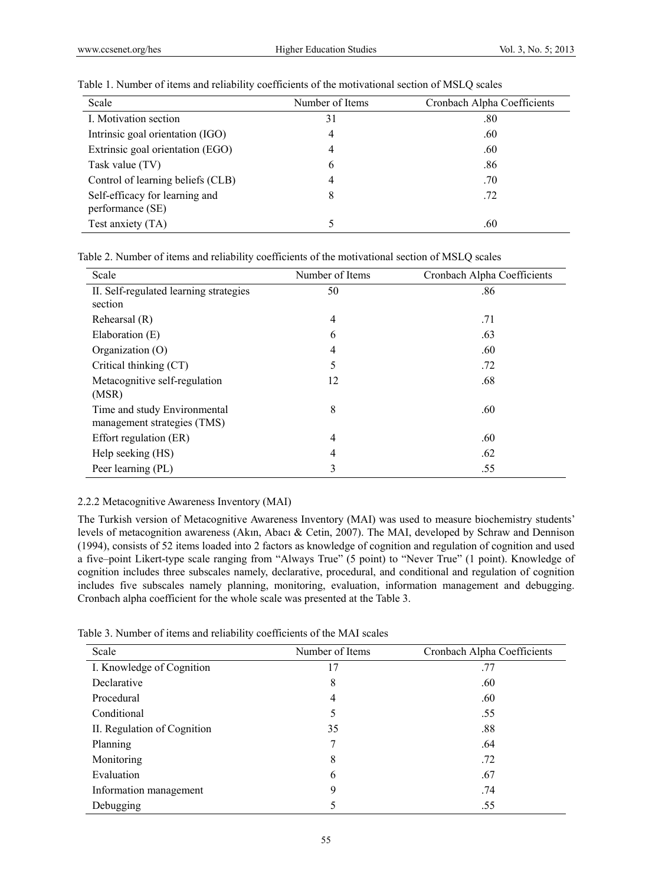Table 1. Number of items and reliability coefficients of the motivational section of MSLQ scales

| Scale | Number of Items | Cronbach Alpha Coefficients |
|---|---|---|
| I. Motivation section | 31 | .80 |
| Intrinsic goal orientation (IGO) | 4 | .60 |
| Extrinsic goal orientation (EGO) | 4 | .60 |
| Task value (TV) | 6 | .86 |
| Control of learning beliefs (CLB) | 4 | .70 |
| Self-efficacy for learning and performance (SE) | 8 | .72 |
| Test anxiety (TA) | 5 | .60 |

Table 2. Number of items and reliability coefficients of the motivational section of MSLQ scales

| Scale | Number of Items | Cronbach Alpha Coefficients |
|---|---|---|
| II. Self-regulated learning strategies section | 50 | .86 |
| Rehearsal (R) | 4 | .71 |
| Elaboration (E) | 6 | .63 |
| Organization (O) | 4 | .60 |
| Critical thinking (CT) | 5 | .72 |
| Metacognitive self-regulation (MSR) | 12 | .68 |
| Time and study Environmental management strategies (TMS) | 8 | .60 |
| Effort regulation (ER) | 4 | .60 |
| Help seeking (HS) | 4 | .62 |
| Peer learning (PL) | 3 | .55 |

### 2.2.2 Metacognitive Awareness Inventory (MAI)

The Turkish version of Metacognitive Awareness Inventory (MAI) was used to measure biochemistry students' levels of metacognition awareness (Akın, Abacı & Cetin, 2007). The MAI, developed by Schraw and Dennison (1994), consists of 52 items loaded into 2 factors as knowledge of cognition and regulation of cognition and used a five–point Likert-type scale ranging from "Always True" (5 point) to "Never True" (1 point). Knowledge of cognition includes three subscales namely, declarative, procedural, and conditional and regulation of cognition includes five subscales namely planning, monitoring, evaluation, information management and debugging. Cronbach alpha coefficient for the whole scale was presented at the Table 3.

Table 3. Number of items and reliability coefficients of the MAI scales

| Scale | Number of Items | Cronbach Alpha Coefficients |
|---|---|---|
| I. Knowledge of Cognition | 17 | .77 |
| Declarative | 8 | .60 |
| Procedural | 4 | .60 |
| Conditional | 5 | .55 |
| II. Regulation of Cognition | 35 | .88 |
| Planning | 7 | .64 |
| Monitoring | 8 | .72 |
| Evaluation | 6 | .67 |
| Information management | 9 | .74 |
| Debugging | 5 | .55 |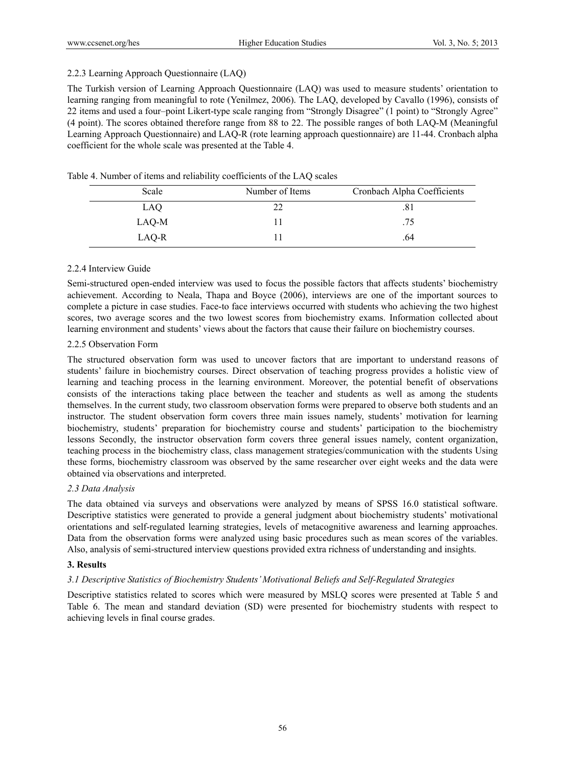2.2.3 Learning Approach Questionnaire (LAQ)

The Turkish version of Learning Approach Questionnaire (LAQ) was used to measure students' orientation to learning ranging from meaningful to rote (Yenilmez, 2006). The LAQ, developed by Cavallo (1996), consists of 22 items and used a four–point Likert-type scale ranging from "Strongly Disagree" (1 point) to "Strongly Agree" (4 point). The scores obtained therefore range from 88 to 22. The possible ranges of both LAQ-M (Meaningful Learning Approach Questionnaire) and LAQ-R (rote learning approach questionnaire) are 11-44. Cronbach alpha coefficient for the whole scale was presented at the Table 4.

Table 4. Number of items and reliability coefficients of the LAQ scales

| Scale | Number of Items | Cronbach Alpha Coefficients |
|---|---|---|
| LAQ | 22 | .81 |
| LAQ-M | 11 | .75 |
| LAQ-R | 11 | .64 |

2.2.4 Interview Guide

Semi-structured open-ended interview was used to focus the possible factors that affects students' biochemistry achievement. According to Neala, Thapa and Boyce (2006), interviews are one of the important sources to complete a picture in case studies. Face-to face interviews occurred with students who achieving the two highest scores, two average scores and the two lowest scores from biochemistry exams. Information collected about learning environment and students' views about the factors that cause their failure on biochemistry courses.

2.2.5 Observation Form

The structured observation form was used to uncover factors that are important to understand reasons of students' failure in biochemistry courses. Direct observation of teaching progress provides a holistic view of learning and teaching process in the learning environment. Moreover, the potential benefit of observations consists of the interactions taking place between the teacher and students as well as among the students themselves. In the current study, two classroom observation forms were prepared to observe both students and an instructor. The student observation form covers three main issues namely, students' motivation for learning biochemistry, students' preparation for biochemistry course and students' participation to the biochemistry lessons Secondly, the instructor observation form covers three general issues namely, content organization, teaching process in the biochemistry class, class management strategies/communication with the students Using these forms, biochemistry classroom was observed by the same researcher over eight weeks and the data were obtained via observations and interpreted.

*2.3 Data Analysis*

The data obtained via surveys and observations were analyzed by means of SPSS 16.0 statistical software. Descriptive statistics were generated to provide a general judgment about biochemistry students' motivational orientations and self-regulated learning strategies, levels of metacognitive awareness and learning approaches. Data from the observation forms were analyzed using basic procedures such as mean scores of the variables. Also, analysis of semi-structured interview questions provided extra richness of understanding and insights.

## 3. Results

*3.1 Descriptive Statistics of Biochemistry Students' Motivational Beliefs and Self-Regulated Strategies*

Descriptive statistics related to scores which were measured by MSLQ scores were presented at Table 5 and Table 6. The mean and standard deviation (SD) were presented for biochemistry students with respect to achieving levels in final course grades.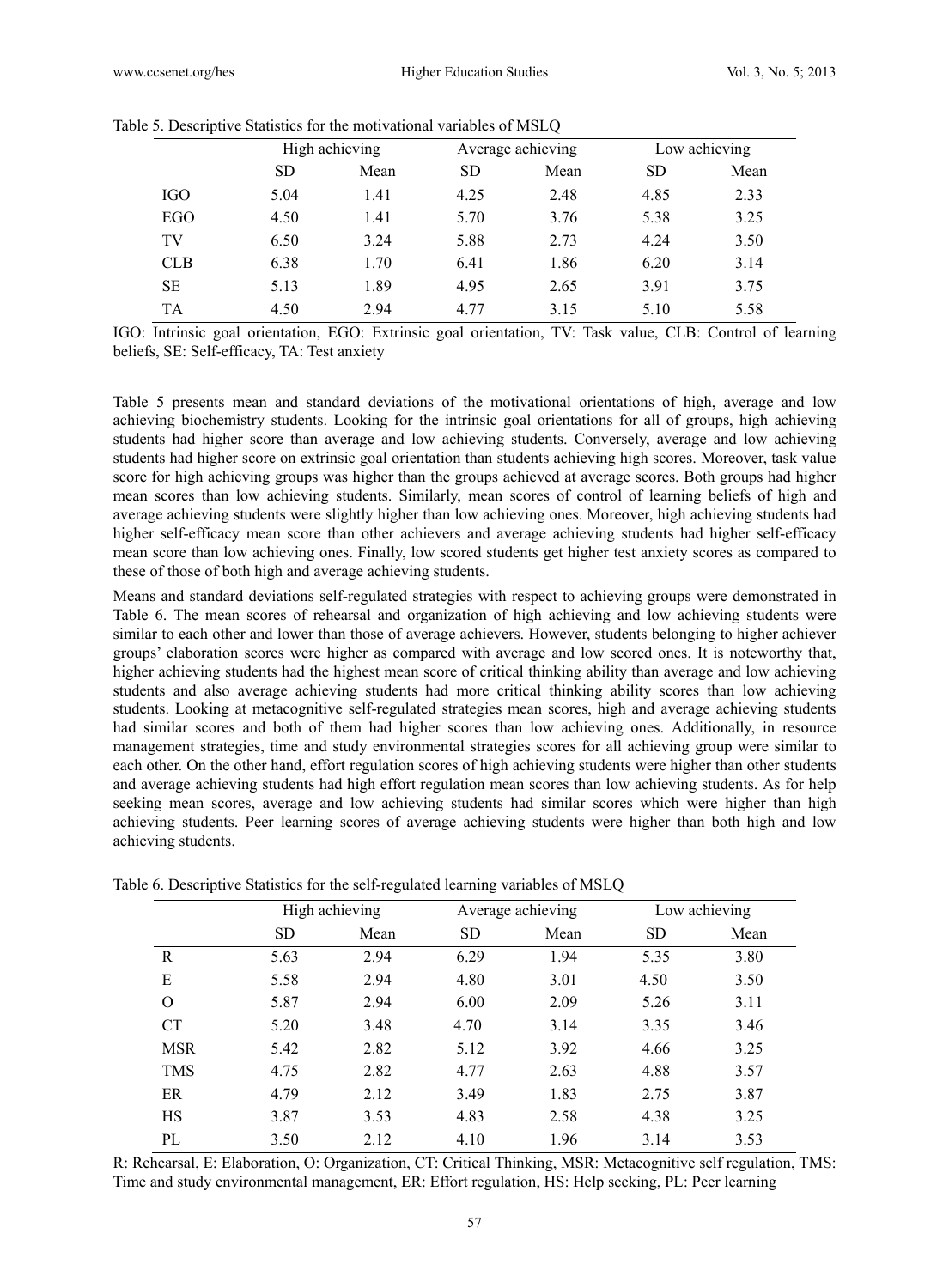Table 5. Descriptive Statistics for the motivational variables of MSLQ

| | High achieving | | Average achieving | | Low achieving | |
|---|---|---|---|---|---|---|
| | SD | Mean | SD | Mean | SD | Mean |
| IGO | 5.04 | 1.41 | 4.25 | 2.48 | 4.85 | 2.33 |
| EGO | 4.50 | 1.41 | 5.70 | 3.76 | 5.38 | 3.25 |
| TV | 6.50 | 3.24 | 5.88 | 2.73 | 4.24 | 3.50 |
| CLB | 6.38 | 1.70 | 6.41 | 1.86 | 6.20 | 3.14 |
| SE | 5.13 | 1.89 | 4.95 | 2.65 | 3.91 | 3.75 |
| TA | 4.50 | 2.94 | 4.77 | 3.15 | 5.10 | 5.58 |

IGO: Intrinsic goal orientation, EGO: Extrinsic goal orientation, TV: Task value, CLB: Control of learning beliefs, SE: Self-efficacy, TA: Test anxiety

Table 5 presents mean and standard deviations of the motivational orientations of high, average and low achieving biochemistry students. Looking for the intrinsic goal orientations for all of groups, high achieving students had higher score than average and low achieving students. Conversely, average and low achieving students had higher score on extrinsic goal orientation than students achieving high scores. Moreover, task value score for high achieving groups was higher than the groups achieved at average scores. Both groups had higher mean scores than low achieving students. Similarly, mean scores of control of learning beliefs of high and average achieving students were slightly higher than low achieving ones. Moreover, high achieving students had higher self-efficacy mean score than other achievers and average achieving students had higher self-efficacy mean score than low achieving ones. Finally, low scored students get higher test anxiety scores as compared to these of those of both high and average achieving students.

Means and standard deviations self-regulated strategies with respect to achieving groups were demonstrated in Table 6. The mean scores of rehearsal and organization of high achieving and low achieving students were similar to each other and lower than those of average achievers. However, students belonging to higher achiever groups' elaboration scores were higher as compared with average and low scored ones. It is noteworthy that, higher achieving students had the highest mean score of critical thinking ability than average and low achieving students and also average achieving students had more critical thinking ability scores than low achieving students. Looking at metacognitive self-regulated strategies mean scores, high and average achieving students had similar scores and both of them had higher scores than low achieving ones. Additionally, in resource management strategies, time and study environmental strategies scores for all achieving group were similar to each other. On the other hand, effort regulation scores of high achieving students were higher than other students and average achieving students had high effort regulation mean scores than low achieving students. As for help seeking mean scores, average and low achieving students had similar scores which were higher than high achieving students. Peer learning scores of average achieving students were higher than both high and low achieving students.

Table 6. Descriptive Statistics for the self-regulated learning variables of MSLQ

| | High achieving | | Average achieving | | Low achieving | |
|---|---|---|---|---|---|---|
| | SD | Mean | SD | Mean | SD | Mean |
| R | 5.63 | 2.94 | 6.29 | 1.94 | 5.35 | 3.80 |
| E | 5.58 | 2.94 | 4.80 | 3.01 | 4.50 | 3.50 |
| O | 5.87 | 2.94 | 6.00 | 2.09 | 5.26 | 3.11 |
| CT | 5.20 | 3.48 | 4.70 | 3.14 | 3.35 | 3.46 |
| MSR | 5.42 | 2.82 | 5.12 | 3.92 | 4.66 | 3.25 |
| TMS | 4.75 | 2.82 | 4.77 | 2.63 | 4.88 | 3.57 |
| ER | 4.79 | 2.12 | 3.49 | 1.83 | 2.75 | 3.87 |
| HS | 3.87 | 3.53 | 4.83 | 2.58 | 4.38 | 3.25 |
| PL | 3.50 | 2.12 | 4.10 | 1.96 | 3.14 | 3.53 |

R: Rehearsal, E: Elaboration, O: Organization, CT: Critical Thinking, MSR: Metacognitive self regulation, TMS: Time and study environmental management, ER: Effort regulation, HS: Help seeking, PL: Peer learning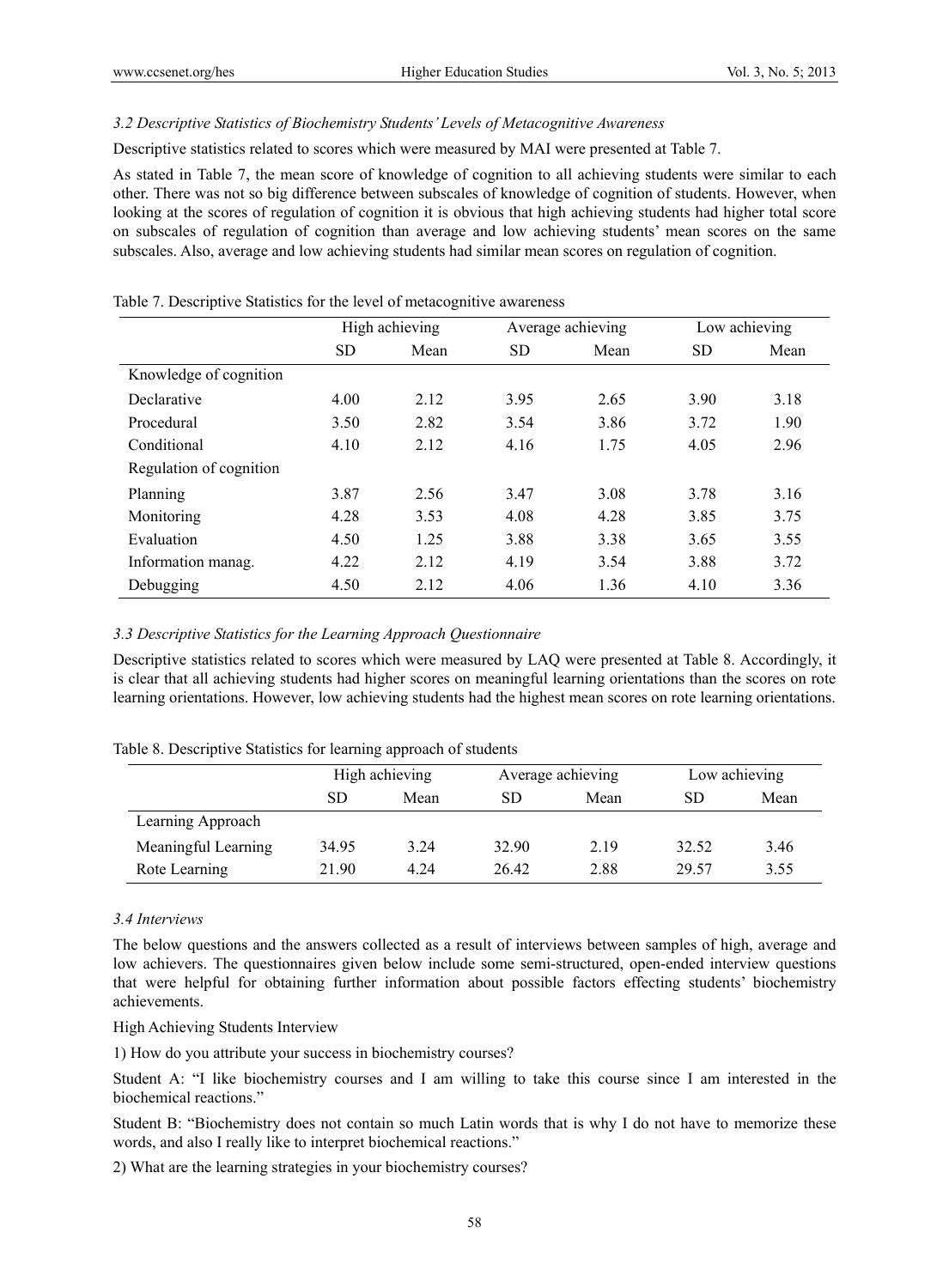### *3.2 Descriptive Statistics of Biochemistry Students' Levels of Metacognitive Awareness*

Descriptive statistics related to scores which were measured by MAI were presented at Table 7.

As stated in Table 7, the mean score of knowledge of cognition to all achieving students were similar to each other. There was not so big difference between subscales of knowledge of cognition of students. However, when looking at the scores of regulation of cognition it is obvious that high achieving students had higher total score on subscales of regulation of cognition than average and low achieving students' mean scores on the same subscales. Also, average and low achieving students had similar mean scores on regulation of cognition.

Table 7. Descriptive Statistics for the level of metacognitive awareness

| | High achieving | | Average achieving | | Low achieving | |
|---|---|---|---|---|---|---|
| | SD | Mean | SD | Mean | SD | Mean |
| Knowledge of cognition | | | | | | |
| Declarative | 4.00 | 2.12 | 3.95 | 2.65 | 3.90 | 3.18 |
| Procedural | 3.50 | 2.82 | 3.54 | 3.86 | 3.72 | 1.90 |
| Conditional | 4.10 | 2.12 | 4.16 | 1.75 | 4.05 | 2.96 |
| Regulation of cognition | | | | | | |
| Planning | 3.87 | 2.56 | 3.47 | 3.08 | 3.78 | 3.16 |
| Monitoring | 4.28 | 3.53 | 4.08 | 4.28 | 3.85 | 3.75 |
| Evaluation | 4.50 | 1.25 | 3.88 | 3.38 | 3.65 | 3.55 |
| Information manag. | 4.22 | 2.12 | 4.19 | 3.54 | 3.88 | 3.72 |
| Debugging | 4.50 | 2.12 | 4.06 | 1.36 | 4.10 | 3.36 |

### *3.3 Descriptive Statistics for the Learning Approach Questionnaire*

Descriptive statistics related to scores which were measured by LAQ were presented at Table 8. Accordingly, it is clear that all achieving students had higher scores on meaningful learning orientations than the scores on rote learning orientations. However, low achieving students had the highest mean scores on rote learning orientations.

Table 8. Descriptive Statistics for learning approach of students

| | High achieving | | Average achieving | | Low achieving | |
|---|---|---|---|---|---|---|
| | SD | Mean | SD | Mean | SD | Mean |
| Learning Approach | | | | | | |
| Meaningful Learning | 34.95 | 3.24 | 32.90 | 2.19 | 32.52 | 3.46 |
| Rote Learning | 21.90 | 4.24 | 26.42 | 2.88 | 29.57 | 3.55 |

### *3.4 Interviews*

The below questions and the answers collected as a result of interviews between samples of high, average and low achievers. The questionnaires given below include some semi-structured, open-ended interview questions that were helpful for obtaining further information about possible factors effecting students' biochemistry achievements.

High Achieving Students Interview

1) How do you attribute your success in biochemistry courses?

Student A: "I like biochemistry courses and I am willing to take this course since I am interested in the biochemical reactions."

Student B: "Biochemistry does not contain so much Latin words that is why I do not have to memorize these words, and also I really like to interpret biochemical reactions."

2) What are the learning strategies in your biochemistry courses?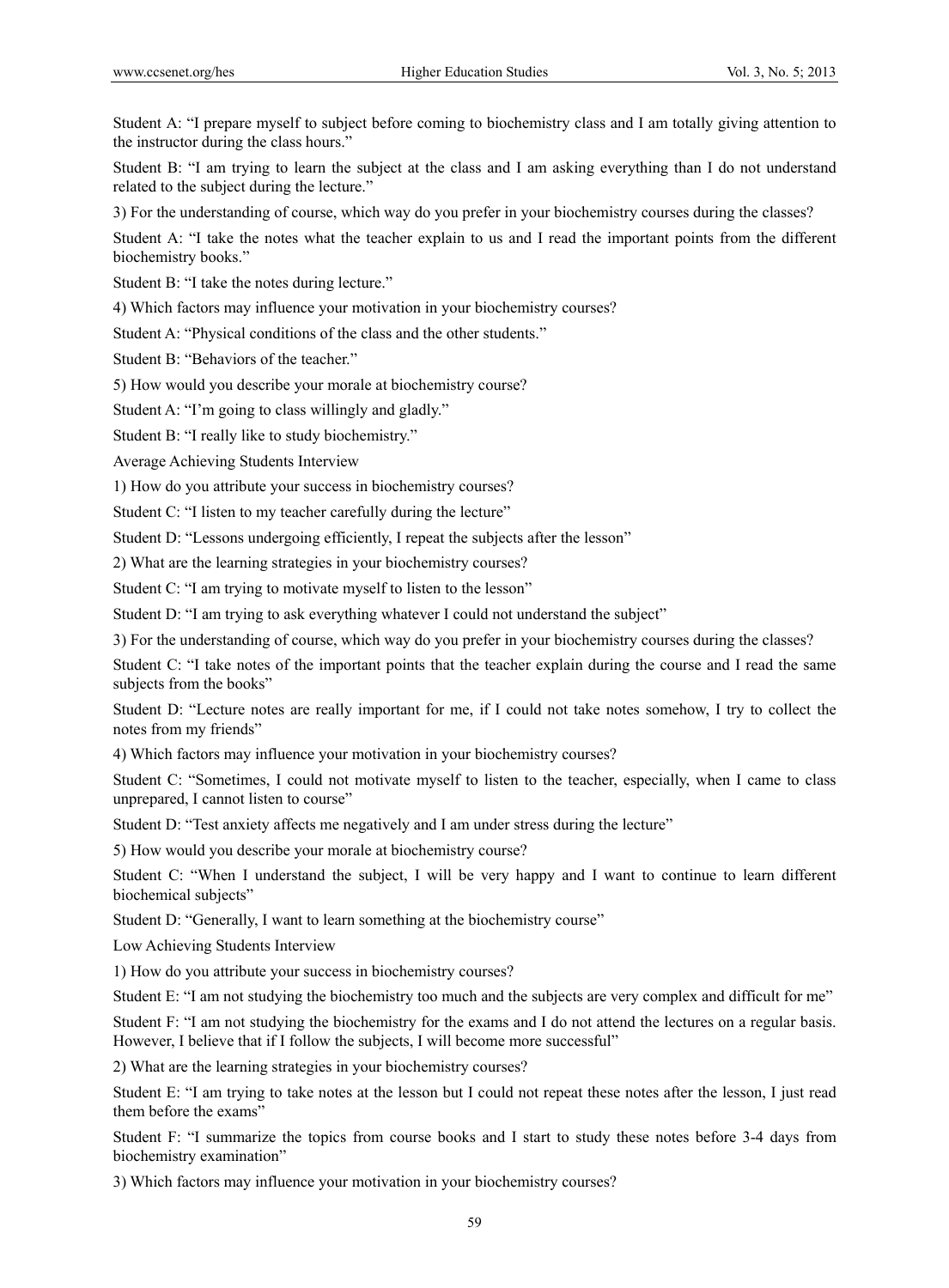Student A: "I prepare myself to subject before coming to biochemistry class and I am totally giving attention to the instructor during the class hours."

Student B: "I am trying to learn the subject at the class and I am asking everything than I do not understand related to the subject during the lecture."

3) For the understanding of course, which way do you prefer in your biochemistry courses during the classes?

Student A: "I take the notes what the teacher explain to us and I read the important points from the different biochemistry books."

Student B: "I take the notes during lecture."

4) Which factors may influence your motivation in your biochemistry courses?

Student A: "Physical conditions of the class and the other students."

Student B: "Behaviors of the teacher."

5) How would you describe your morale at biochemistry course?

Student A: "I'm going to class willingly and gladly."

Student B: "I really like to study biochemistry."

Average Achieving Students Interview

1) How do you attribute your success in biochemistry courses?

Student C: "I listen to my teacher carefully during the lecture"

Student D: "Lessons undergoing efficiently, I repeat the subjects after the lesson"

2) What are the learning strategies in your biochemistry courses?

Student C: "I am trying to motivate myself to listen to the lesson"

Student D: "I am trying to ask everything whatever I could not understand the subject"

3) For the understanding of course, which way do you prefer in your biochemistry courses during the classes?

Student C: "I take notes of the important points that the teacher explain during the course and I read the same subjects from the books"

Student D: "Lecture notes are really important for me, if I could not take notes somehow, I try to collect the notes from my friends"

4) Which factors may influence your motivation in your biochemistry courses?

Student C: "Sometimes, I could not motivate myself to listen to the teacher, especially, when I came to class unprepared, I cannot listen to course"

Student D: "Test anxiety affects me negatively and I am under stress during the lecture"

5) How would you describe your morale at biochemistry course?

Student C: "When I understand the subject, I will be very happy and I want to continue to learn different biochemical subjects"

Student D: "Generally, I want to learn something at the biochemistry course"

Low Achieving Students Interview

1) How do you attribute your success in biochemistry courses?

Student E: "I am not studying the biochemistry too much and the subjects are very complex and difficult for me"

Student F: "I am not studying the biochemistry for the exams and I do not attend the lectures on a regular basis. However, I believe that if I follow the subjects, I will become more successful"

2) What are the learning strategies in your biochemistry courses?

Student E: "I am trying to take notes at the lesson but I could not repeat these notes after the lesson, I just read them before the exams"

Student F: "I summarize the topics from course books and I start to study these notes before 3-4 days from biochemistry examination"

3) Which factors may influence your motivation in your biochemistry courses?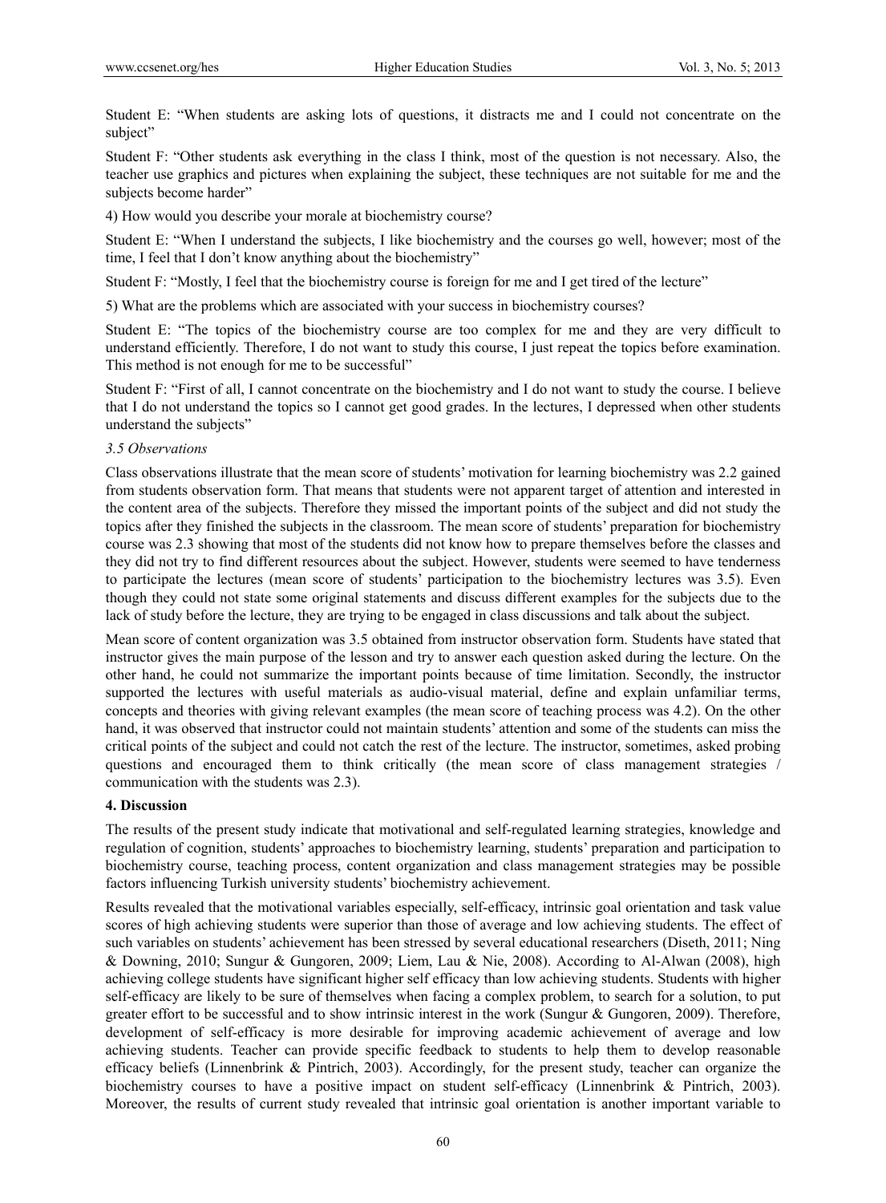Student E: "When students are asking lots of questions, it distracts me and I could not concentrate on the subject"

Student F: "Other students ask everything in the class I think, most of the question is not necessary. Also, the teacher use graphics and pictures when explaining the subject, these techniques are not suitable for me and the subjects become harder"

4) How would you describe your morale at biochemistry course?

Student E: "When I understand the subjects, I like biochemistry and the courses go well, however; most of the time, I feel that I don't know anything about the biochemistry"

Student F: "Mostly, I feel that the biochemistry course is foreign for me and I get tired of the lecture"

5) What are the problems which are associated with your success in biochemistry courses?

Student E: "The topics of the biochemistry course are too complex for me and they are very difficult to understand efficiently. Therefore, I do not want to study this course, I just repeat the topics before examination. This method is not enough for me to be successful"

Student F: "First of all, I cannot concentrate on the biochemistry and I do not want to study the course. I believe that I do not understand the topics so I cannot get good grades. In the lectures, I depressed when other students understand the subjects"

### *3.5 Observations*

Class observations illustrate that the mean score of students' motivation for learning biochemistry was 2.2 gained from students observation form. That means that students were not apparent target of attention and interested in the content area of the subjects. Therefore they missed the important points of the subject and did not study the topics after they finished the subjects in the classroom. The mean score of students' preparation for biochemistry course was 2.3 showing that most of the students did not know how to prepare themselves before the classes and they did not try to find different resources about the subject. However, students were seemed to have tenderness to participate the lectures (mean score of students' participation to the biochemistry lectures was 3.5). Even though they could not state some original statements and discuss different examples for the subjects due to the lack of study before the lecture, they are trying to be engaged in class discussions and talk about the subject.

Mean score of content organization was 3.5 obtained from instructor observation form. Students have stated that instructor gives the main purpose of the lesson and try to answer each question asked during the lecture. On the other hand, he could not summarize the important points because of time limitation. Secondly, the instructor supported the lectures with useful materials as audio-visual material, define and explain unfamiliar terms, concepts and theories with giving relevant examples (the mean score of teaching process was 4.2). On the other hand, it was observed that instructor could not maintain students' attention and some of the students can miss the critical points of the subject and could not catch the rest of the lecture. The instructor, sometimes, asked probing questions and encouraged them to think critically (the mean score of class management strategies / communication with the students was 2.3).

## **4. Discussion**

The results of the present study indicate that motivational and self-regulated learning strategies, knowledge and regulation of cognition, students' approaches to biochemistry learning, students' preparation and participation to biochemistry course, teaching process, content organization and class management strategies may be possible factors influencing Turkish university students' biochemistry achievement.

Results revealed that the motivational variables especially, self-efficacy, intrinsic goal orientation and task value scores of high achieving students were superior than those of average and low achieving students. The effect of such variables on students' achievement has been stressed by several educational researchers (Diseth, 2011; Ning & Downing, 2010; Sungur & Gungoren, 2009; Liem, Lau & Nie, 2008). According to Al-Alwan (2008), high achieving college students have significant higher self efficacy than low achieving students. Students with higher self-efficacy are likely to be sure of themselves when facing a complex problem, to search for a solution, to put greater effort to be successful and to show intrinsic interest in the work (Sungur & Gungoren, 2009). Therefore, development of self-efficacy is more desirable for improving academic achievement of average and low achieving students. Teacher can provide specific feedback to students to help them to develop reasonable efficacy beliefs (Linnenbrink & Pintrich, 2003). Accordingly, for the present study, teacher can organize the biochemistry courses to have a positive impact on student self-efficacy (Linnenbrink & Pintrich, 2003). Moreover, the results of current study revealed that intrinsic goal orientation is another important variable to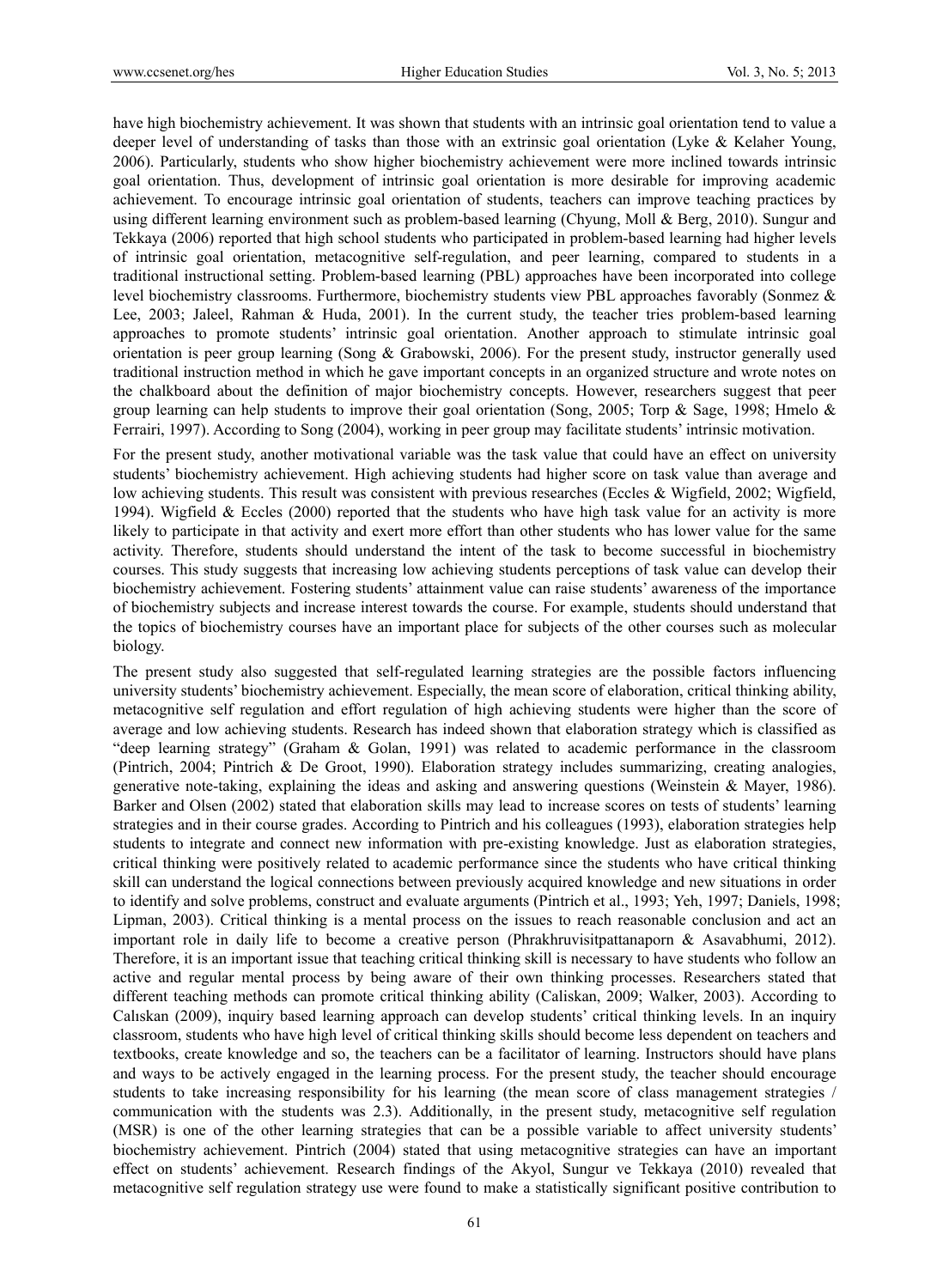have high biochemistry achievement. It was shown that students with an intrinsic goal orientation tend to value a deeper level of understanding of tasks than those with an extrinsic goal orientation (Lyke & Kelaher Young, 2006). Particularly, students who show higher biochemistry achievement were more inclined towards intrinsic goal orientation. Thus, development of intrinsic goal orientation is more desirable for improving academic achievement. To encourage intrinsic goal orientation of students, teachers can improve teaching practices by using different learning environment such as problem-based learning (Chyung, Moll & Berg, 2010). Sungur and Tekkaya (2006) reported that high school students who participated in problem-based learning had higher levels of intrinsic goal orientation, metacognitive self-regulation, and peer learning, compared to students in a traditional instructional setting. Problem-based learning (PBL) approaches have been incorporated into college level biochemistry classrooms. Furthermore, biochemistry students view PBL approaches favorably (Sonmez & Lee, 2003; Jaleel, Rahman & Huda, 2001). In the current study, the teacher tries problem-based learning approaches to promote students' intrinsic goal orientation. Another approach to stimulate intrinsic goal orientation is peer group learning (Song & Grabowski, 2006). For the present study, instructor generally used traditional instruction method in which he gave important concepts in an organized structure and wrote notes on the chalkboard about the definition of major biochemistry concepts. However, researchers suggest that peer group learning can help students to improve their goal orientation (Song, 2005; Torp & Sage, 1998; Hmelo & Ferrairi, 1997). According to Song (2004), working in peer group may facilitate students' intrinsic motivation.

For the present study, another motivational variable was the task value that could have an effect on university students' biochemistry achievement. High achieving students had higher score on task value than average and low achieving students. This result was consistent with previous researches (Eccles & Wigfield, 2002; Wigfield, 1994). Wigfield & Eccles (2000) reported that the students who have high task value for an activity is more likely to participate in that activity and exert more effort than other students who has lower value for the same activity. Therefore, students should understand the intent of the task to become successful in biochemistry courses. This study suggests that increasing low achieving students perceptions of task value can develop their biochemistry achievement. Fostering students' attainment value can raise students' awareness of the importance of biochemistry subjects and increase interest towards the course. For example, students should understand that the topics of biochemistry courses have an important place for subjects of the other courses such as molecular biology.

The present study also suggested that self-regulated learning strategies are the possible factors influencing university students' biochemistry achievement. Especially, the mean score of elaboration, critical thinking ability, metacognitive self regulation and effort regulation of high achieving students were higher than the score of average and low achieving students. Research has indeed shown that elaboration strategy which is classified as "deep learning strategy" (Graham & Golan, 1991) was related to academic performance in the classroom (Pintrich, 2004; Pintrich & De Groot, 1990). Elaboration strategy includes summarizing, creating analogies, generative note-taking, explaining the ideas and asking and answering questions (Weinstein & Mayer, 1986). Barker and Olsen (2002) stated that elaboration skills may lead to increase scores on tests of students' learning strategies and in their course grades. According to Pintrich and his colleagues (1993), elaboration strategies help students to integrate and connect new information with pre-existing knowledge. Just as elaboration strategies, critical thinking were positively related to academic performance since the students who have critical thinking skill can understand the logical connections between previously acquired knowledge and new situations in order to identify and solve problems, construct and evaluate arguments (Pintrich et al., 1993; Yeh, 1997; Daniels, 1998; Lipman, 2003). Critical thinking is a mental process on the issues to reach reasonable conclusion and act an important role in daily life to become a creative person (Phrakhruvisitpattanaporn & Asavabhumi, 2012). Therefore, it is an important issue that teaching critical thinking skill is necessary to have students who follow an active and regular mental process by being aware of their own thinking processes. Researchers stated that different teaching methods can promote critical thinking ability (Caliskan, 2009; Walker, 2003). According to Calıskan (2009), inquiry based learning approach can develop students' critical thinking levels. In an inquiry classroom, students who have high level of critical thinking skills should become less dependent on teachers and textbooks, create knowledge and so, the teachers can be a facilitator of learning. Instructors should have plans and ways to be actively engaged in the learning process. For the present study, the teacher should encourage students to take increasing responsibility for his learning (the mean score of class management strategies / communication with the students was 2.3). Additionally, in the present study, metacognitive self regulation (MSR) is one of the other learning strategies that can be a possible variable to affect university students' biochemistry achievement. Pintrich (2004) stated that using metacognitive strategies can have an important effect on students' achievement. Research findings of the Akyol, Sungur ve Tekkaya (2010) revealed that metacognitive self regulation strategy use were found to make a statistically significant positive contribution to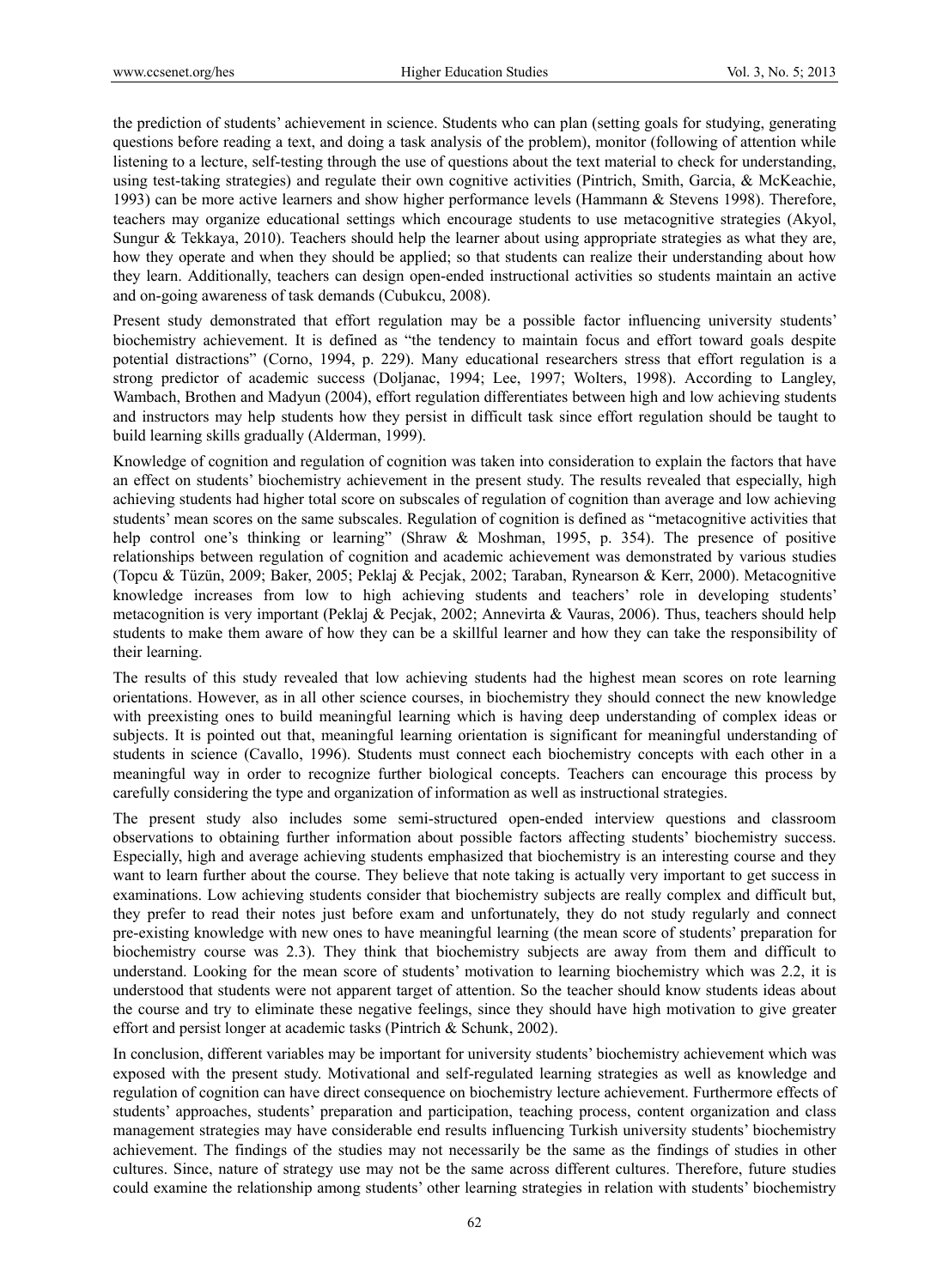the prediction of students' achievement in science. Students who can plan (setting goals for studying, generating questions before reading a text, and doing a task analysis of the problem), monitor (following of attention while listening to a lecture, self-testing through the use of questions about the text material to check for understanding, using test-taking strategies) and regulate their own cognitive activities (Pintrich, Smith, Garcia, & McKeachie, 1993) can be more active learners and show higher performance levels (Hammann & Stevens 1998). Therefore, teachers may organize educational settings which encourage students to use metacognitive strategies (Akyol, Sungur & Tekkaya, 2010). Teachers should help the learner about using appropriate strategies as what they are, how they operate and when they should be applied; so that students can realize their understanding about how they learn. Additionally, teachers can design open-ended instructional activities so students maintain an active and on-going awareness of task demands (Cubukcu, 2008).

Present study demonstrated that effort regulation may be a possible factor influencing university students' biochemistry achievement. It is defined as "the tendency to maintain focus and effort toward goals despite potential distractions" (Corno, 1994, p. 229). Many educational researchers stress that effort regulation is a strong predictor of academic success (Doljanac, 1994; Lee, 1997; Wolters, 1998). According to Langley, Wambach, Brothen and Madyun (2004), effort regulation differentiates between high and low achieving students and instructors may help students how they persist in difficult task since effort regulation should be taught to build learning skills gradually (Alderman, 1999).

Knowledge of cognition and regulation of cognition was taken into consideration to explain the factors that have an effect on students' biochemistry achievement in the present study. The results revealed that especially, high achieving students had higher total score on subscales of regulation of cognition than average and low achieving students' mean scores on the same subscales. Regulation of cognition is defined as "metacognitive activities that help control one's thinking or learning" (Shraw & Moshman, 1995, p. 354). The presence of positive relationships between regulation of cognition and academic achievement was demonstrated by various studies (Topcu & Tüzün, 2009; Baker, 2005; Peklaj & Pecjak, 2002; Taraban, Rynearson & Kerr, 2000). Metacognitive knowledge increases from low to high achieving students and teachers' role in developing students' metacognition is very important (Peklaj & Pecjak, 2002; Annevirta & Vauras, 2006). Thus, teachers should help students to make them aware of how they can be a skillful learner and how they can take the responsibility of their learning.

The results of this study revealed that low achieving students had the highest mean scores on rote learning orientations. However, as in all other science courses, in biochemistry they should connect the new knowledge with preexisting ones to build meaningful learning which is having deep understanding of complex ideas or subjects. It is pointed out that, meaningful learning orientation is significant for meaningful understanding of students in science (Cavallo, 1996). Students must connect each biochemistry concepts with each other in a meaningful way in order to recognize further biological concepts. Teachers can encourage this process by carefully considering the type and organization of information as well as instructional strategies.

The present study also includes some semi-structured open-ended interview questions and classroom observations to obtaining further information about possible factors affecting students' biochemistry success. Especially, high and average achieving students emphasized that biochemistry is an interesting course and they want to learn further about the course. They believe that note taking is actually very important to get success in examinations. Low achieving students consider that biochemistry subjects are really complex and difficult but, they prefer to read their notes just before exam and unfortunately, they do not study regularly and connect pre-existing knowledge with new ones to have meaningful learning (the mean score of students' preparation for biochemistry course was 2.3). They think that biochemistry subjects are away from them and difficult to understand. Looking for the mean score of students' motivation to learning biochemistry which was 2.2, it is understood that students were not apparent target of attention. So the teacher should know students ideas about the course and try to eliminate these negative feelings, since they should have high motivation to give greater effort and persist longer at academic tasks (Pintrich & Schunk, 2002).

In conclusion, different variables may be important for university students' biochemistry achievement which was exposed with the present study. Motivational and self-regulated learning strategies as well as knowledge and regulation of cognition can have direct consequence on biochemistry lecture achievement. Furthermore effects of students' approaches, students' preparation and participation, teaching process, content organization and class management strategies may have considerable end results influencing Turkish university students' biochemistry achievement. The findings of the studies may not necessarily be the same as the findings of studies in other cultures. Since, nature of strategy use may not be the same across different cultures. Therefore, future studies could examine the relationship among students' other learning strategies in relation with students' biochemistry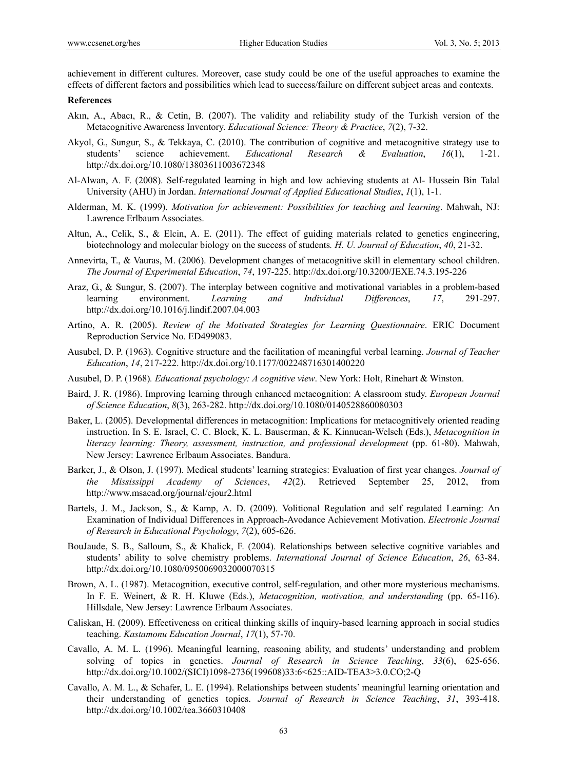achievement in different cultures. Moreover, case study could be one of the useful approaches to examine the effects of different factors and possibilities which lead to success/failure on different subject areas and contexts.

**References**

Akın, A., Abacı, R., & Cetin, B. (2007). The validity and reliability study of the Turkish version of the Metacognitive Awareness Inventory. *Educational Science: Theory & Practice*, *7*(2), 7-32.

Akyol, G., Sungur, S., & Tekkaya, C. (2010). The contribution of cognitive and metacognitive strategy use to students' science achievement. *Educational Research & Evaluation*, *16*(1), 1-21. http://dx.doi.org/10.1080/13803611003672348

Al-Alwan, A. F. (2008). Self-regulated learning in high and low achieving students at Al- Hussein Bin Talal University (AHU) in Jordan. *International Journal of Applied Educational Studies*, *1*(1), 1-1.

Alderman, M. K. (1999). *Motivation for achievement: Possibilities for teaching and learning*. Mahwah, NJ: Lawrence Erlbaum Associates.

Altun, A., Celik, S., & Elcin, A. E. (2011). The effect of guiding materials related to genetics engineering, biotechnology and molecular biology on the success of students*. H. U. Journal of Education*, *40*, 21-32.

Annevirta, T., & Vauras, M. (2006). Development changes of metacognitive skill in elementary school children. *The Journal of Experimental Education*, *74*, 197-225. http://dx.doi.org/10.3200/JEXE.74.3.195-226

Araz, G., & Sungur, S. (2007). The interplay between cognitive and motivational variables in a problem-based learning environment. *Learning and Individual Differences*, *17*, 291-297. http://dx.doi.org/10.1016/j.lindif.2007.04.003

Artino, A. R. (2005). *Review of the Motivated Strategies for Learning Questionnaire*. ERIC Document Reproduction Service No. ED499083.

Ausubel, D. P. (1963). Cognitive structure and the facilitation of meaningful verbal learning. *Journal of Teacher Education*, *14*, 217-222. http://dx.doi.org/10.1177/002248716301400220

Ausubel, D. P. (1968)*. Educational psychology: A cognitive view*. New York: Holt, Rinehart & Winston.

Baird, J. R. (1986). Improving learning through enhanced metacognition: A classroom study. *European Journal of Science Education*, *8*(3), 263-282. http://dx.doi.org/10.1080/0140528860080303

Baker, L. (2005). Developmental differences in metacognition: Implications for metacognitively oriented reading instruction. In S. E. Israel, C. C. Block, K. L. Bauserman, & K. Kinnucan-Welsch (Eds.), *Metacognition in literacy learning: Theory, assessment, instruction, and professional development* (pp. 61-80). Mahwah, New Jersey: Lawrence Erlbaum Associates. Bandura.

Barker, J., & Olson, J. (1997). Medical students' learning strategies: Evaluation of first year changes. *Journal of the Mississippi Academy of Sciences*, *42*(2). Retrieved September 25, 2012, from http://www.msacad.org/journal/ejour2.html

Bartels, J. M., Jackson, S., & Kamp, A. D. (2009). Volitional Regulation and self regulated Learning: An Examination of Individual Differences in Approach-Avodance Achievement Motivation. *Electronic Journal of Research in Educational Psychology*, *7*(2), 605-626.

BouJaude, S. B., Salloum, S., & Khalick, F. (2004). Relationships between selective cognitive variables and students' ability to solve chemistry problems. *International Journal of Science Education*, *26*, 63-84. http://dx.doi.org/10.1080/0950069032000070315

Brown, A. L. (1987). Metacognition, executive control, self-regulation, and other more mysterious mechanisms. In F. E. Weinert, & R. H. Kluwe (Eds.), *Metacognition, motivation, and understanding* (pp. 65-116). Hillsdale, New Jersey: Lawrence Erlbaum Associates.

Caliskan, H. (2009). Effectiveness on critical thinking skills of inquiry-based learning approach in social studies teaching. *Kastamonu Education Journal*, *17*(1), 57-70.

Cavallo, A. M. L. (1996). Meaningful learning, reasoning ability, and students' understanding and problem solving of topics in genetics. *Journal of Research in Science Teaching*, *33*(6), 625-656. http://dx.doi.org/10.1002/(SICI)1098-2736(199608)33:6<625::AID-TEA3>3.0.CO;2-Q

Cavallo, A. M. L., & Schafer, L. E. (1994). Relationships between students' meaningful learning orientation and their understanding of genetics topics. *Journal of Research in Science Teaching*, *31*, 393-418. http://dx.doi.org/10.1002/tea.3660310408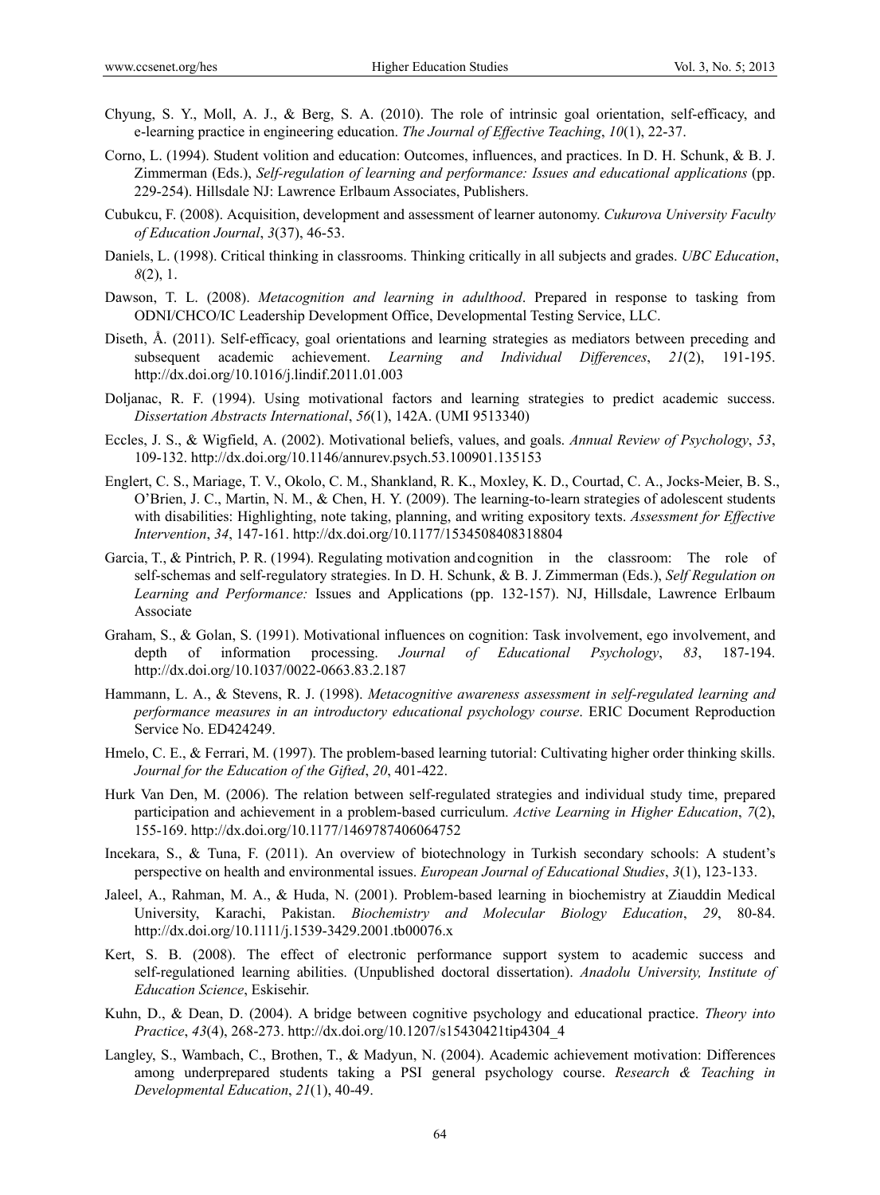Chyung, S. Y., Moll, A. J., & Berg, S. A. (2010). The role of intrinsic goal orientation, self-efficacy, and e-learning practice in engineering education. *The Journal of Effective Teaching*, *10*(1), 22-37.

Corno, L. (1994). Student volition and education: Outcomes, influences, and practices. In D. H. Schunk, & B. J. Zimmerman (Eds.), *Self-regulation of learning and performance: Issues and educational applications* (pp. 229-254). Hillsdale NJ: Lawrence Erlbaum Associates, Publishers.

Cubukcu, F. (2008). Acquisition, development and assessment of learner autonomy. *Cukurova University Faculty of Education Journal*, *3*(37), 46-53.

Daniels, L. (1998). Critical thinking in classrooms. Thinking critically in all subjects and grades. *UBC Education*, *8*(2), 1.

Dawson, T. L. (2008). *Metacognition and learning in adulthood*. Prepared in response to tasking from ODNI/CHCO/IC Leadership Development Office, Developmental Testing Service, LLC.

Diseth, Å. (2011). Self-efficacy, goal orientations and learning strategies as mediators between preceding and subsequent academic achievement. *Learning and Individual Differences*, *21*(2), 191-195. http://dx.doi.org/10.1016/j.lindif.2011.01.003

Doljanac, R. F. (1994). Using motivational factors and learning strategies to predict academic success. *Dissertation Abstracts International*, *56*(1), 142A. (UMI 9513340)

Eccles, J. S., & Wigfield, A. (2002). Motivational beliefs, values, and goals. *Annual Review of Psychology*, *53*, 109-132. http://dx.doi.org/10.1146/annurev.psych.53.100901.135153

Englert, C. S., Mariage, T. V., Okolo, C. M., Shankland, R. K., Moxley, K. D., Courtad, C. A., Jocks-Meier, B. S., O'Brien, J. C., Martin, N. M., & Chen, H. Y. (2009). The learning-to-learn strategies of adolescent students with disabilities: Highlighting, note taking, planning, and writing expository texts. *Assessment for Effective Intervention*, *34*, 147-161. http://dx.doi.org/10.1177/1534508408318804

Garcia, T., & Pintrich, P. R. (1994). Regulating motivation and cognition in the classroom: The role of self-schemas and self-regulatory strategies. In D. H. Schunk, & B. J. Zimmerman (Eds.), *Self Regulation on Learning and Performance:* Issues and Applications (pp. 132-157). NJ, Hillsdale, Lawrence Erlbaum Associate

Graham, S., & Golan, S. (1991). Motivational influences on cognition: Task involvement, ego involvement, and depth of information processing. *Journal of Educational Psychology*, *83*, 187-194. http://dx.doi.org/10.1037/0022-0663.83.2.187

Hammann, L. A., & Stevens, R. J. (1998). *Metacognitive awareness assessment in self-regulated learning and performance measures in an introductory educational psychology course*. ERIC Document Reproduction Service No. ED424249.

Hmelo, C. E., & Ferrari, M. (1997). The problem-based learning tutorial: Cultivating higher order thinking skills. *Journal for the Education of the Gifted*, *20*, 401-422.

Hurk Van Den, M. (2006). The relation between self-regulated strategies and individual study time, prepared participation and achievement in a problem-based curriculum. *Active Learning in Higher Education*, *7*(2), 155-169. http://dx.doi.org/10.1177/1469787406064752

Incekara, S., & Tuna, F. (2011). An overview of biotechnology in Turkish secondary schools: A student's perspective on health and environmental issues. *European Journal of Educational Studies*, *3*(1), 123-133.

Jaleel, A., Rahman, M. A., & Huda, N. (2001). Problem-based learning in biochemistry at Ziauddin Medical University, Karachi, Pakistan. *Biochemistry and Molecular Biology Education*, *29*, 80-84. http://dx.doi.org/10.1111/j.1539-3429.2001.tb00076.x

Kert, S. B. (2008). The effect of electronic performance support system to academic success and self-regulationed learning abilities. (Unpublished doctoral dissertation). *Anadolu University, Institute of Education Science*, Eskisehir.

Kuhn, D., & Dean, D. (2004). A bridge between cognitive psychology and educational practice. *Theory into Practice*, *43*(4), 268-273. http://dx.doi.org/10.1207/s15430421tip4304_4

Langley, S., Wambach, C., Brothen, T., & Madyun, N. (2004). Academic achievement motivation: Differences among underprepared students taking a PSI general psychology course. *Research & Teaching in Developmental Education*, *21*(1), 40-49.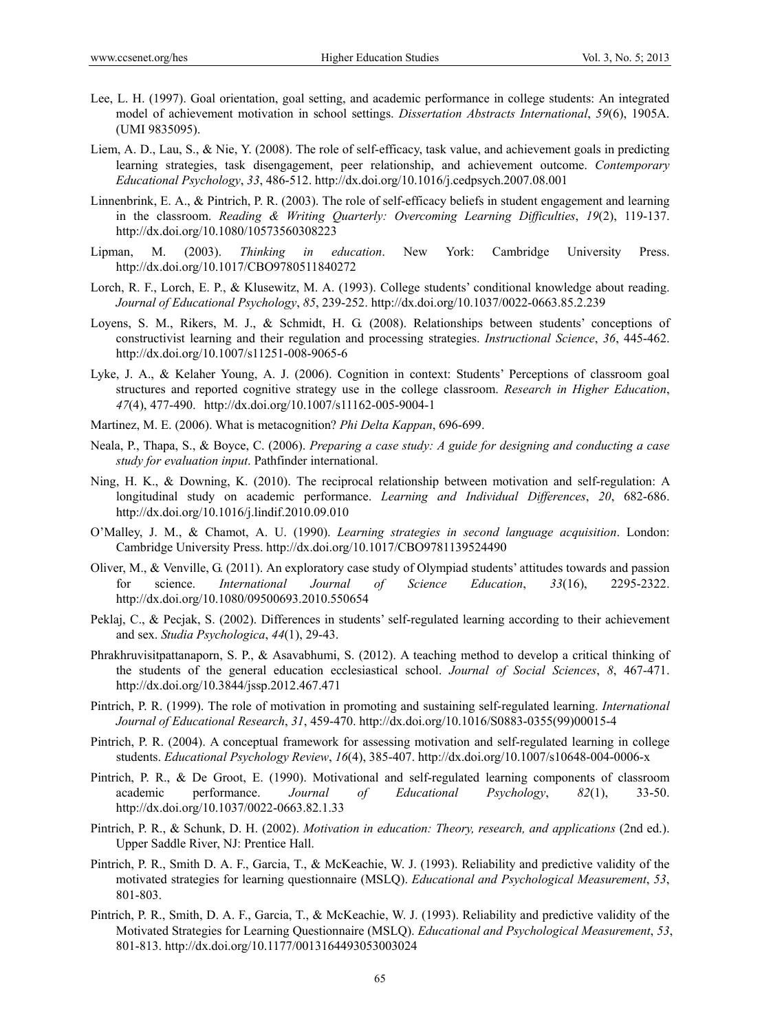Lee, L. H. (1997). Goal orientation, goal setting, and academic performance in college students: An integrated model of achievement motivation in school settings. *Dissertation Abstracts International*, *59*(6), 1905A. (UMI 9835095).

Liem, A. D., Lau, S., & Nie, Y. (2008). The role of self-efficacy, task value, and achievement goals in predicting learning strategies, task disengagement, peer relationship, and achievement outcome. *Contemporary Educational Psychology*, *33*, 486-512. http://dx.doi.org/10.1016/j.cedpsych.2007.08.001

Linnenbrink, E. A., & Pintrich, P. R. (2003). The role of self-efficacy beliefs in student engagement and learning in the classroom. *Reading & Writing Quarterly: Overcoming Learning Difficulties*, *19*(2), 119-137. http://dx.doi.org/10.1080/10573560308223

Lipman, M. (2003). *Thinking in education*. New York: Cambridge University Press. http://dx.doi.org/10.1017/CBO9780511840272

Lorch, R. F., Lorch, E. P., & Klusewitz, M. A. (1993). College students' conditional knowledge about reading. *Journal of Educational Psychology*, *85*, 239-252. http://dx.doi.org/10.1037/0022-0663.85.2.239

Loyens, S. M., Rikers, M. J., & Schmidt, H. G. (2008). Relationships between students' conceptions of constructivist learning and their regulation and processing strategies. *Instructional Science*, *36*, 445-462. http://dx.doi.org/10.1007/s11251-008-9065-6

Lyke, J. A., & Kelaher Young, A. J. (2006). Cognition in context: Students' Perceptions of classroom goal structures and reported cognitive strategy use in the college classroom. *Research in Higher Education*, *47*(4), 477-490. http://dx.doi.org/10.1007/s11162-005-9004-1

Martinez, M. E. (2006). What is metacognition? *Phi Delta Kappan*, 696-699.

Neala, P., Thapa, S., & Boyce, C. (2006). *Preparing a case study: A guide for designing and conducting a case study for evaluation input*. Pathfinder international.

Ning, H. K., & Downing, K. (2010). The reciprocal relationship between motivation and self-regulation: A longitudinal study on academic performance. *Learning and Individual Differences*, *20*, 682-686. http://dx.doi.org/10.1016/j.lindif.2010.09.010

O'Malley, J. M., & Chamot, A. U. (1990). *Learning strategies in second language acquisition*. London: Cambridge University Press. http://dx.doi.org/10.1017/CBO9781139524490

Oliver, M., & Venville, G. (2011). An exploratory case study of Olympiad students' attitudes towards and passion for science. *International Journal of Science Education*, *33*(16), 2295-2322. http://dx.doi.org/10.1080/09500693.2010.550654

Peklaj, C., & Pecjak, S. (2002). Differences in students' self-regulated learning according to their achievement and sex. *Studia Psychologica*, *44*(1), 29-43.

Phrakhruvisitpattanaporn, S. P., & Asavabhumi, S. (2012). A teaching method to develop a critical thinking of the students of the general education ecclesiastical school. *Journal of Social Sciences*, *8*, 467-471. http://dx.doi.org/10.3844/jssp.2012.467.471

Pintrich, P. R. (1999). The role of motivation in promoting and sustaining self-regulated learning. *International Journal of Educational Research*, *31*, 459-470. http://dx.doi.org/10.1016/S0883-0355(99)00015-4

Pintrich, P. R. (2004). A conceptual framework for assessing motivation and self-regulated learning in college students. *Educational Psychology Review*, *16*(4), 385-407. http://dx.doi.org/10.1007/s10648-004-0006-x

Pintrich, P. R., & De Groot, E. (1990). Motivational and self-regulated learning components of classroom academic performance. *Journal of Educational Psychology*, *82*(1), 33-50. http://dx.doi.org/10.1037/0022-0663.82.1.33

Pintrich, P. R., & Schunk, D. H. (2002). *Motivation in education: Theory, research, and applications* (2nd ed.). Upper Saddle River, NJ: Prentice Hall.

Pintrich, P. R., Smith D. A. F., Garcia, T., & McKeachie, W. J. (1993). Reliability and predictive validity of the motivated strategies for learning questionnaire (MSLQ). *Educational and Psychological Measurement*, *53*, 801-803.

Pintrich, P. R., Smith, D. A. F., Garcia, T., & McKeachie, W. J. (1993). Reliability and predictive validity of the Motivated Strategies for Learning Questionnaire (MSLQ). *Educational and Psychological Measurement*, *53*, 801-813. http://dx.doi.org/10.1177/0013164493053003024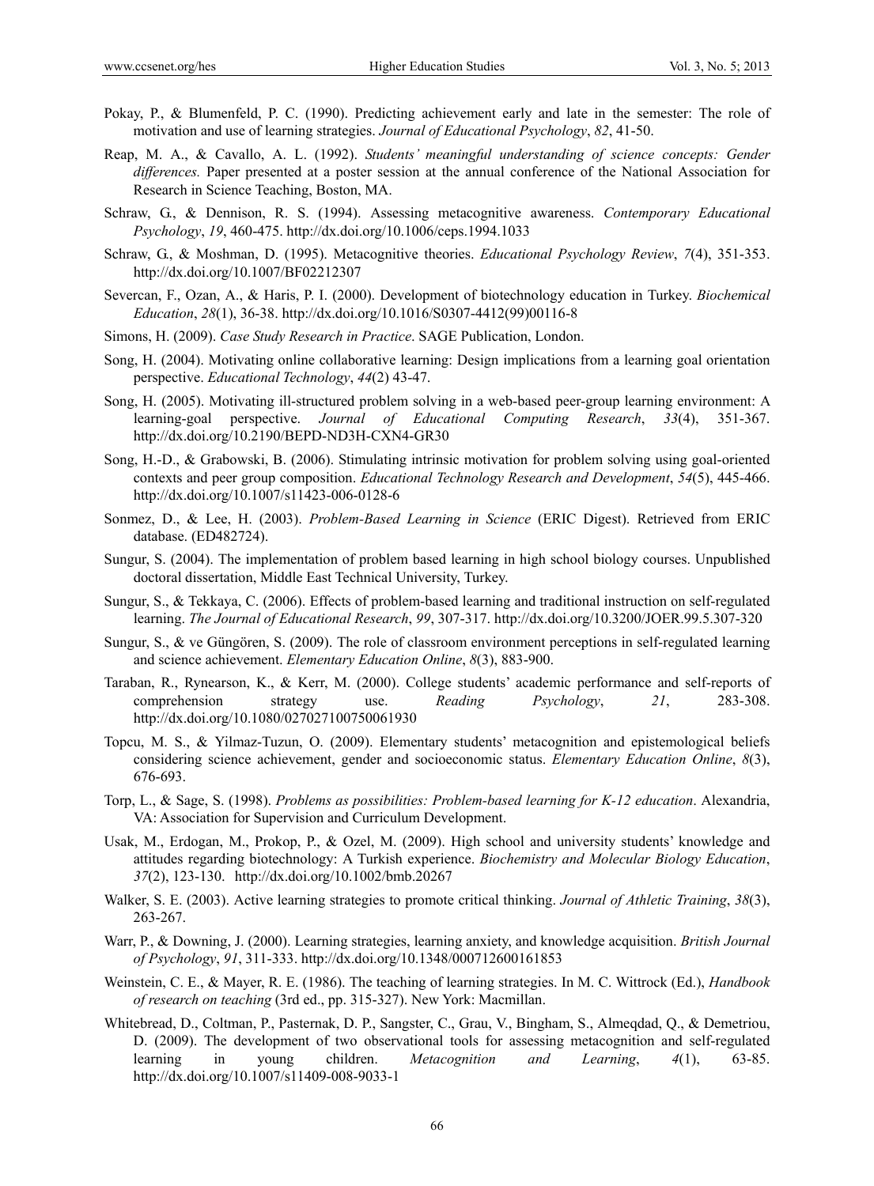Pokay, P., & Blumenfeld, P. C. (1990). Predicting achievement early and late in the semester: The role of motivation and use of learning strategies. *Journal of Educational Psychology*, *82*, 41-50.

Reap, M. A., & Cavallo, A. L. (1992). *Students' meaningful understanding of science concepts: Gender differences.* Paper presented at a poster session at the annual conference of the National Association for Research in Science Teaching, Boston, MA.

Schraw, G., & Dennison, R. S. (1994). Assessing metacognitive awareness. *Contemporary Educational Psychology*, *19*, 460-475. http://dx.doi.org/10.1006/ceps.1994.1033

Schraw, G., & Moshman, D. (1995). Metacognitive theories. *Educational Psychology Review*, *7*(4), 351-353. http://dx.doi.org/10.1007/BF02212307

Severcan, F., Ozan, A., & Haris, P. I. (2000). Development of biotechnology education in Turkey. *Biochemical Education*, *28*(1), 36-38. http://dx.doi.org/10.1016/S0307-4412(99)00116-8

Simons, H. (2009). *Case Study Research in Practice*. SAGE Publication, London.

Song, H. (2004). Motivating online collaborative learning: Design implications from a learning goal orientation perspective. *Educational Technology*, *44*(2) 43-47.

Song, H. (2005). Motivating ill-structured problem solving in a web-based peer-group learning environment: A learning-goal perspective. *Journal of Educational Computing Research*, *33*(4), 351-367. http://dx.doi.org/10.2190/BEPD-ND3H-CXN4-GR30

Song, H.-D., & Grabowski, B. (2006). Stimulating intrinsic motivation for problem solving using goal-oriented contexts and peer group composition. *Educational Technology Research and Development*, *54*(5), 445-466. http://dx.doi.org/10.1007/s11423-006-0128-6

Sonmez, D., & Lee, H. (2003). *Problem-Based Learning in Science* (ERIC Digest). Retrieved from ERIC database. (ED482724).

Sungur, S. (2004). The implementation of problem based learning in high school biology courses. Unpublished doctoral dissertation, Middle East Technical University, Turkey.

Sungur, S., & Tekkaya, C. (2006). Effects of problem-based learning and traditional instruction on self-regulated learning. *The Journal of Educational Research*, *99*, 307-317. http://dx.doi.org/10.3200/JOER.99.5.307-320

Sungur, S., & ve Güngören, S. (2009). The role of classroom environment perceptions in self-regulated learning and science achievement. *Elementary Education Online*, *8*(3), 883-900.

Taraban, R., Rynearson, K., & Kerr, M. (2000). College students' academic performance and self-reports of comprehension strategy use. *Reading Psychology*, *21*, 283-308. http://dx.doi.org/10.1080/027027100750061930

Topcu, M. S., & Yilmaz-Tuzun, O. (2009). Elementary students' metacognition and epistemological beliefs considering science achievement, gender and socioeconomic status. *Elementary Education Online*, *8*(3), 676-693.

Torp, L., & Sage, S. (1998). *Problems as possibilities: Problem-based learning for K-12 education*. Alexandria, VA: Association for Supervision and Curriculum Development.

Usak, M., Erdogan, M., Prokop, P., & Ozel, M. (2009). High school and university students' knowledge and attitudes regarding biotechnology: A Turkish experience. *Biochemistry and Molecular Biology Education*, *37*(2), 123-130. http://dx.doi.org/10.1002/bmb.20267

Walker, S. E. (2003). Active learning strategies to promote critical thinking. *Journal of Athletic Training*, *38*(3), 263-267.

Warr, P., & Downing, J. (2000). Learning strategies, learning anxiety, and knowledge acquisition. *British Journal of Psychology*, *91*, 311-333. http://dx.doi.org/10.1348/000712600161853

Weinstein, C. E., & Mayer, R. E. (1986). The teaching of learning strategies. In M. C. Wittrock (Ed.), *Handbook of research on teaching* (3rd ed., pp. 315-327). New York: Macmillan.

Whitebread, D., Coltman, P., Pasternak, D. P., Sangster, C., Grau, V., Bingham, S., Almeqdad, Q., & Demetriou, D. (2009). The development of two observational tools for assessing metacognition and self-regulated learning in young children. *Metacognition and Learning*, *4*(1), 63-85. http://dx.doi.org/10.1007/s11409-008-9033-1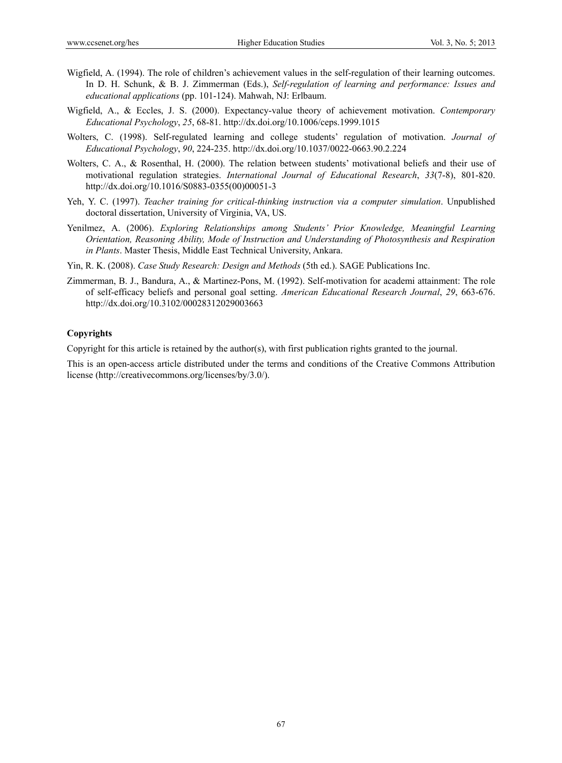Wigfield, A. (1994). The role of children's achievement values in the self-regulation of their learning outcomes. In D. H. Schunk, & B. J. Zimmerman (Eds.), *Self-regulation of learning and performance: Issues and educational applications* (pp. 101-124). Mahwah, NJ: Erlbaum.

Wigfield, A., & Eccles, J. S. (2000). Expectancy-value theory of achievement motivation. *Contemporary Educational Psychology*, *25*, 68-81. http://dx.doi.org/10.1006/ceps.1999.1015

Wolters, C. (1998). Self-regulated learning and college students' regulation of motivation. *Journal of Educational Psychology*, *90*, 224-235. http://dx.doi.org/10.1037/0022-0663.90.2.224

Wolters, C. A., & Rosenthal, H. (2000). The relation between students' motivational beliefs and their use of motivational regulation strategies. *International Journal of Educational Research*, *33*(7-8), 801-820. http://dx.doi.org/10.1016/S0883-0355(00)00051-3

Yeh, Y. C. (1997). *Teacher training for critical-thinking instruction via a computer simulation*. Unpublished doctoral dissertation, University of Virginia, VA, US.

Yenilmez, A. (2006). *Exploring Relationships among Students' Prior Knowledge, Meaningful Learning Orientation, Reasoning Ability, Mode of Instruction and Understanding of Photosynthesis and Respiration in Plants*. Master Thesis, Middle East Technical University, Ankara.

Yin, R. K. (2008). *Case Study Research: Design and Methods* (5th ed.). SAGE Publications Inc.

Zimmerman, B. J., Bandura, A., & Martinez-Pons, M. (1992). Self-motivation for academi attainment: The role of self-efficacy beliefs and personal goal setting. *American Educational Research Journal*, *29*, 663-676. http://dx.doi.org/10.3102/00028312029003663

**Copyrights**

Copyright for this article is retained by the author(s), with first publication rights granted to the journal.

This is an open-access article distributed under the terms and conditions of the Creative Commons Attribution license (http://creativecommons.org/licenses/by/3.0/).